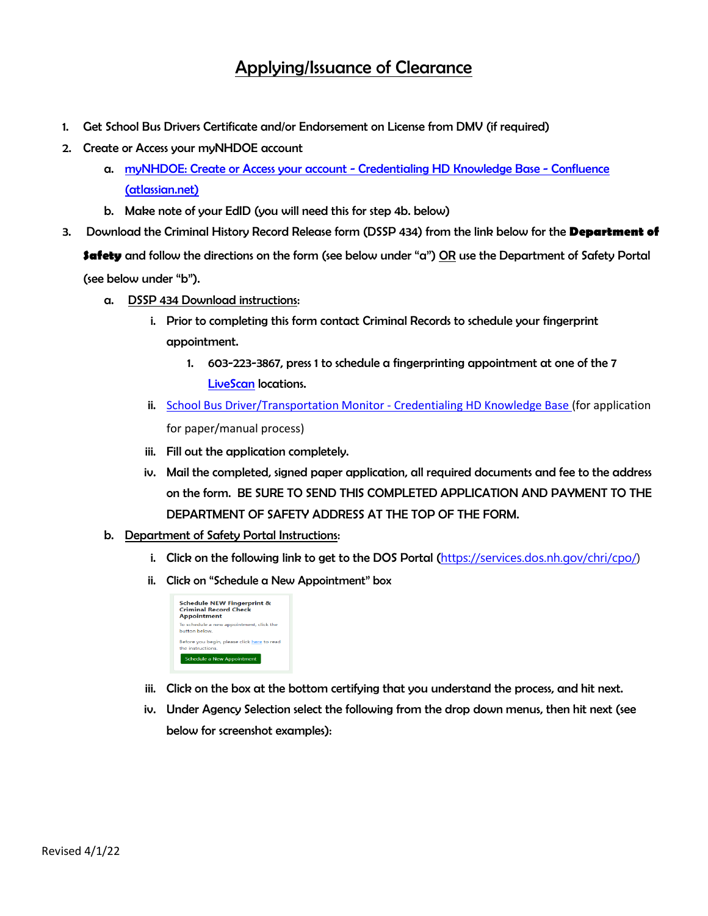# Applying/Issuance of Clearance

1. Get School Bus Drivers Certificate and/or Endorsement on License from DMV (if required)
2. Create or Access your myNHDOE account
   a. myNHDOE: Create or Access your account - Credentialing HD Knowledge Base - Confluence (atlassian.net)
   b. Make note of your EdID (you will need this for step 4b. below)
3. Download the Criminal History Record Release form (DSSP 434) from the link below for the **Department of Safety** and follow the directions on the form (see below under "a") OR use the Department of Safety Portal (see below under "b").
   a. DSSP 434 Download instructions:
      i. Prior to completing this form contact Criminal Records to schedule your fingerprint appointment.
         1. 603-223-3867, press 1 to schedule a fingerprinting appointment at one of the 7 LiveScan locations.
      ii. School Bus Driver/Transportation Monitor - Credentialing HD Knowledge Base (for application for paper/manual process)
      iii. Fill out the application completely.
      iv. Mail the completed, signed paper application, all required documents and fee to the address on the form. BE SURE TO SEND THIS COMPLETED APPLICATION AND PAYMENT TO THE DEPARTMENT OF SAFETY ADDRESS AT THE TOP OF THE FORM.
   b. Department of Safety Portal Instructions:
      i. Click on the following link to get to the DOS Portal (https://services.dos.nh.gov/chri/cpo/)
      ii. Click on "Schedule a New Appointment" box

         Schedule NEW Fingerprint & Criminal Record Check Appointment

         To schedule a new appointment, click the button below.

         Before you begin, please click here to read the instructions.

         Schedule a New Appointment

      iii. Click on the box at the bottom certifying that you understand the process, and hit next.
      iv. Under Agency Selection select the following from the drop down menus, then hit next (see below for screenshot examples):

Revised 4/1/22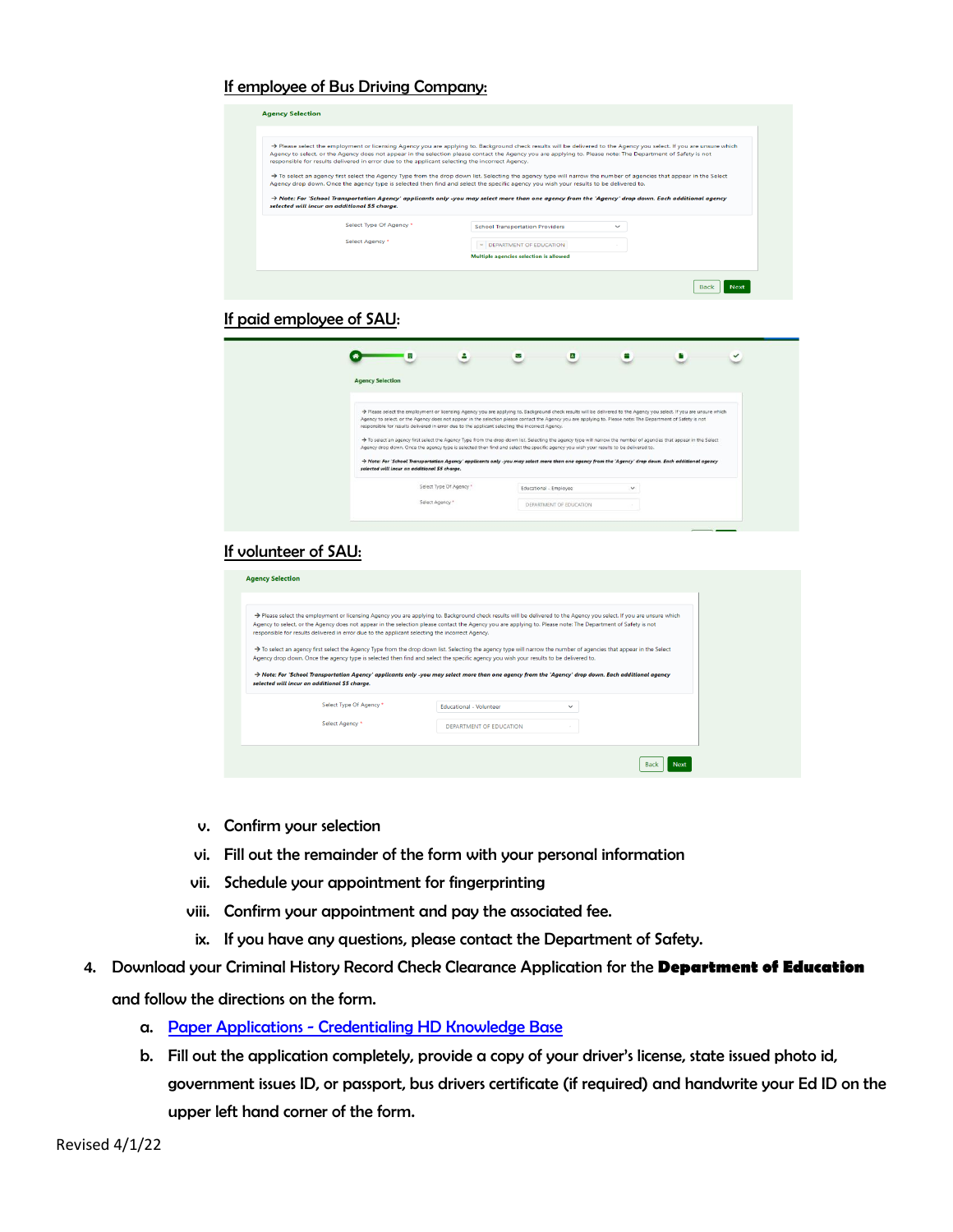<u>If employee of Bus Driving Company:</u>

<u>If paid employee of SAU:</u>

<u>If volunteer of SAU:</u>

v. Confirm your selection
vi. Fill out the remainder of the form with your personal information
vii. Schedule your appointment for fingerprinting
viii. Confirm your appointment and pay the associated fee.
ix. If you have any questions, please contact the Department of Safety.

4. Download your Criminal History Record Check Clearance Application for the **Department of Education** and follow the directions on the form.
   a. [Paper Applications - Credentialing HD Knowledge Base]()
   b. Fill out the application completely, provide a copy of your driver's license, state issued photo id, government issues ID, or passport, bus drivers certificate (if required) and handwrite your Ed ID on the upper left hand corner of the form.

Revised 4/1/22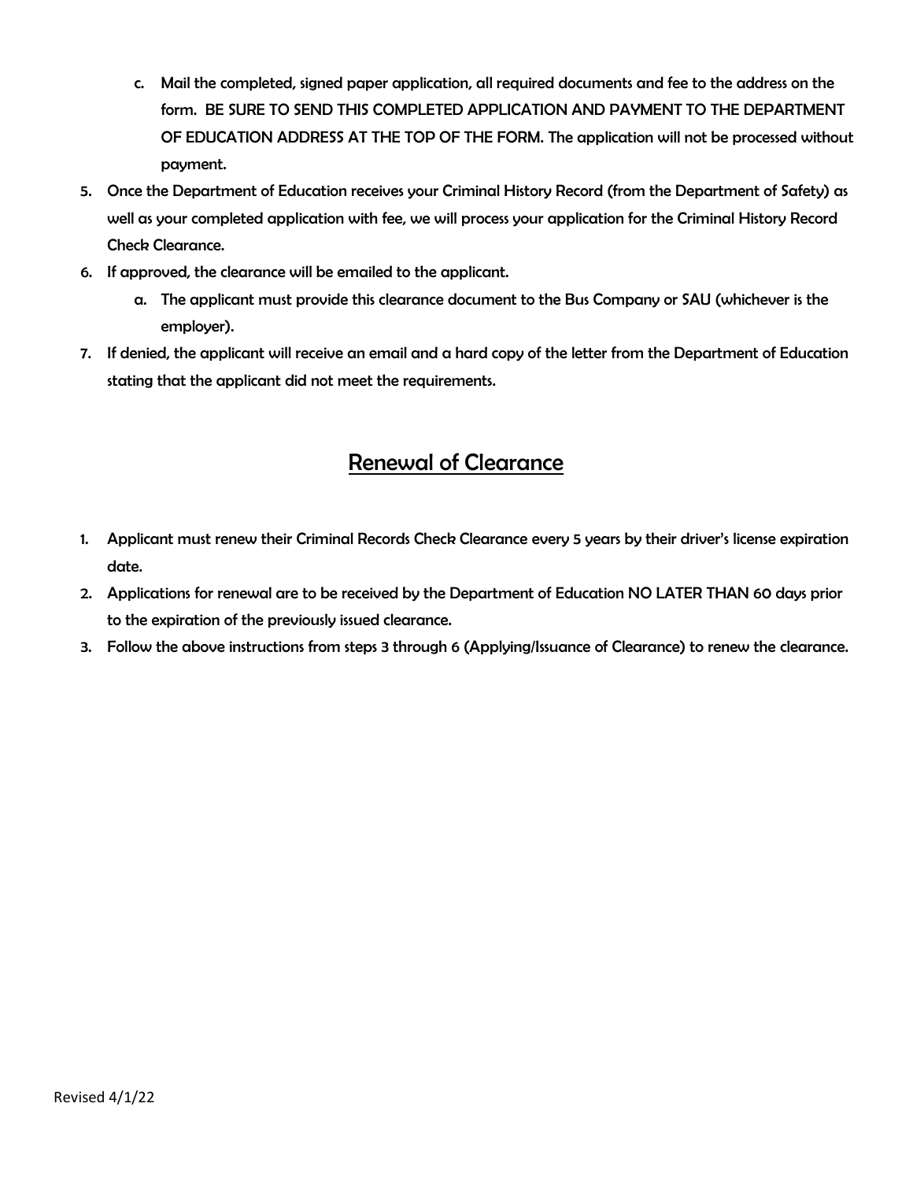c. Mail the completed, signed paper application, all required documents and fee to the address on the form. BE SURE TO SEND THIS COMPLETED APPLICATION AND PAYMENT TO THE DEPARTMENT OF EDUCATION ADDRESS AT THE TOP OF THE FORM. The application will not be processed without payment.

5. Once the Department of Education receives your Criminal History Record (from the Department of Safety) as well as your completed application with fee, we will process your application for the Criminal History Record Check Clearance.
6. If approved, the clearance will be emailed to the applicant.
   a. The applicant must provide this clearance document to the Bus Company or SAU (whichever is the employer).
7. If denied, the applicant will receive an email and a hard copy of the letter from the Department of Education stating that the applicant did not meet the requirements.

## Renewal of Clearance

1. Applicant must renew their Criminal Records Check Clearance every 5 years by their driver's license expiration date.
2. Applications for renewal are to be received by the Department of Education NO LATER THAN 60 days prior to the expiration of the previously issued clearance.
3. Follow the above instructions from steps 3 through 6 (Applying/Issuance of Clearance) to renew the clearance.

Revised 4/1/22